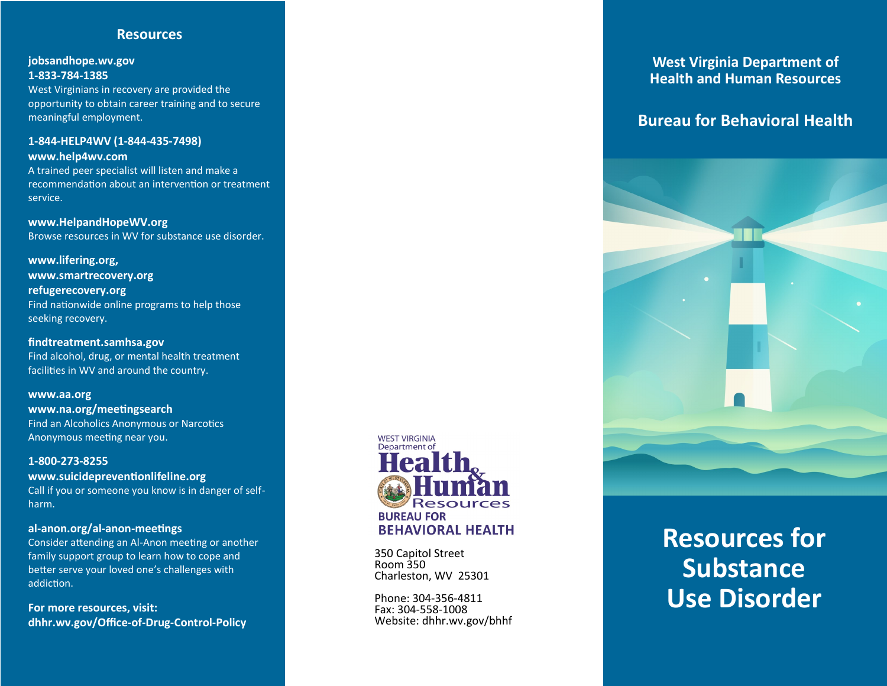## Resources

**jobsandhope.wv.gov**
**1-833-784-1385**
West Virginians in recovery are provided the opportunity to obtain career training and to secure meaningful employment.

**1-844-HELP4WV (1-844-435-7498)**
**www.help4wv.com**
A trained peer specialist will listen and make a recommendation about an intervention or treatment service.

**www.HelpandHopeWV.org**
Browse resources in WV for substance use disorder.

**www.lifering.org,**
**www.smartrecovery.org**
**refugerecovery.org**
Find nationwide online programs to help those seeking recovery.

**findtreatment.samhsa.gov**
Find alcohol, drug, or mental health treatment facilities in WV and around the country.

**www.aa.org**
**www.na.org/meetingsearch**
Find an Alcoholics Anonymous or Narcotics Anonymous meeting near you.

**1-800-273-8255**
**www.suicidepreventionlifeline.org**
Call if you or someone you know is in danger of self-harm.

**al-anon.org/al-anon-meetings**
Consider attending an Al-Anon meeting or another family support group to learn how to cope and better serve your loved one's challenges with addiction.

**For more resources, visit:**
**dhhr.wv.gov/Office-of-Drug-Control-Policy**

WEST VIRGINIA Department of Health & Human Resources
BUREAU FOR BEHAVIORAL HEALTH

350 Capitol Street
Room 350
Charleston, WV 25301

Phone: 304-356-4811
Fax: 304-558-1008
Website: dhhr.wv.gov/bhhf

**West Virginia Department of Health and Human Resources**

**Bureau for Behavioral Health**

# Resources for Substance Use Disorder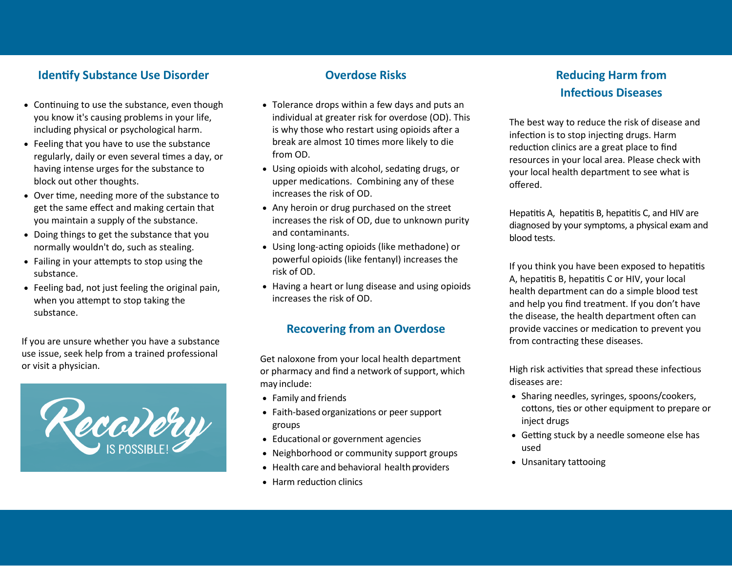## Identify Substance Use Disorder

- Continuing to use the substance, even though you know it's causing problems in your life, including physical or psychological harm.
- Feeling that you have to use the substance regularly, daily or even several times a day, or having intense urges for the substance to block out other thoughts.
- Over time, needing more of the substance to get the same effect and making certain that you maintain a supply of the substance.
- Doing things to get the substance that you normally wouldn't do, such as stealing.
- Failing in your attempts to stop using the substance.
- Feeling bad, not just feeling the original pain, when you attempt to stop taking the substance.

If you are unsure whether you have a substance use issue, seek help from a trained professional or visit a physician.

Recovery IS POSSIBLE!

## Overdose Risks

- Tolerance drops within a few days and puts an individual at greater risk for overdose (OD). This is why those who restart using opioids after a break are almost 10 times more likely to die from OD.
- Using opioids with alcohol, sedating drugs, or upper medications. Combining any of these increases the risk of OD.
- Any heroin or drug purchased on the street increases the risk of OD, due to unknown purity and contaminants.
- Using long-acting opioids (like methadone) or powerful opioids (like fentanyl) increases the risk of OD.
- Having a heart or lung disease and using opioids increases the risk of OD.

## Recovering from an Overdose

Get naloxone from your local health department or pharmacy and find a network of support, which may include:

- Family and friends
- Faith-based organizations or peer support groups
- Educational or government agencies
- Neighborhood or community support groups
- Health care and behavioral health providers
- Harm reduction clinics

## Reducing Harm from Infectious Diseases

The best way to reduce the risk of disease and infection is to stop injecting drugs. Harm reduction clinics are a great place to find resources in your local area. Please check with your local health department to see what is offered.

Hepatitis A, hepatitis B, hepatitis C, and HIV are diagnosed by your symptoms, a physical exam and blood tests.

If you think you have been exposed to hepatitis A, hepatitis B, hepatitis C or HIV, your local health department can do a simple blood test and help you find treatment. If you don't have the disease, the health department often can provide vaccines or medication to prevent you from contracting these diseases.

High risk activities that spread these infectious diseases are:

- Sharing needles, syringes, spoons/cookers, cottons, ties or other equipment to prepare or inject drugs
- Getting stuck by a needle someone else has used
- Unsanitary tattooing